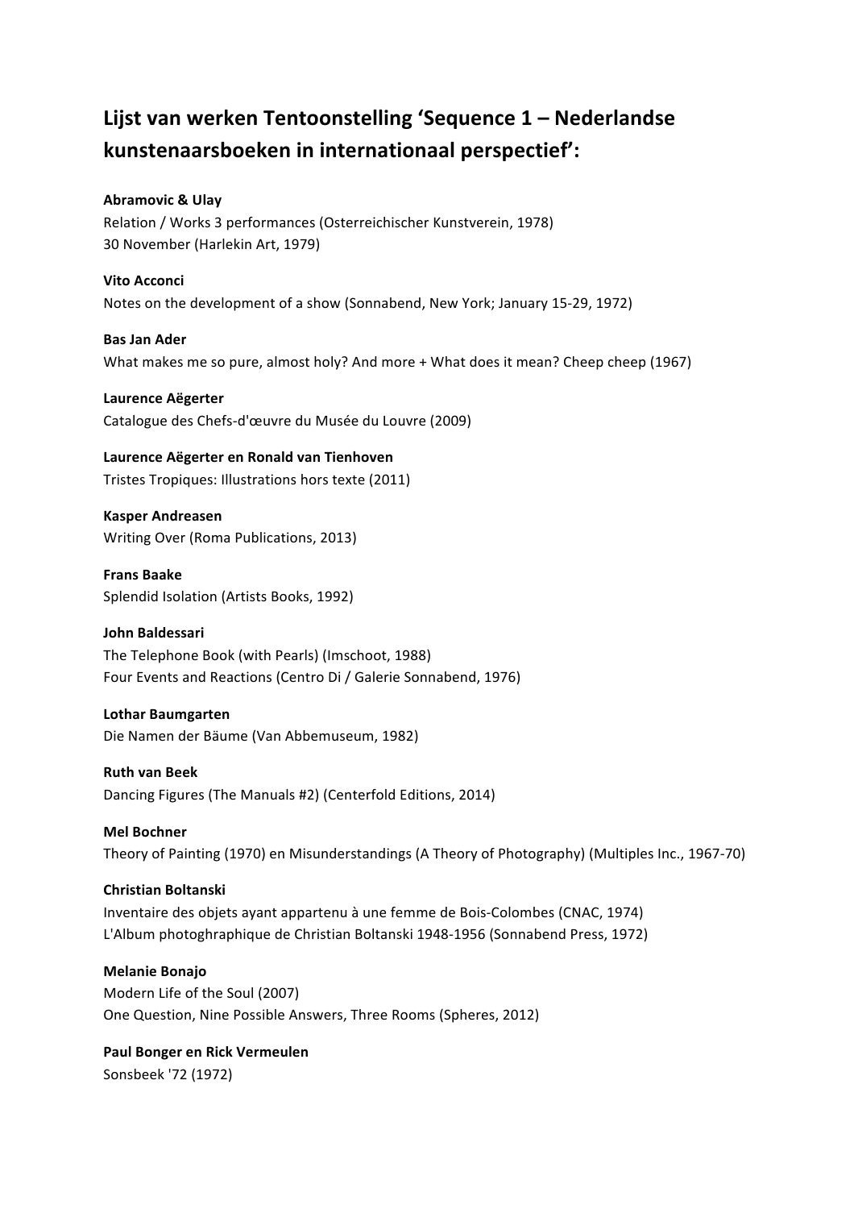# Lijst van werken Tentoonstelling 'Sequence 1 – Nederlandse kunstenaarsboeken in internationaal perspectief':

**Abramovic & Ulay**
Relation / Works 3 performances (Osterreichischer Kunstverein, 1978)
30 November (Harlekin Art, 1979)

**Vito Acconci**
Notes on the development of a show (Sonnabend, New York; January 15-29, 1972)

**Bas Jan Ader**
What makes me so pure, almost holy? And more + What does it mean? Cheep cheep (1967)

**Laurence Aëgerter**
Catalogue des Chefs-d'œuvre du Musée du Louvre (2009)

**Laurence Aëgerter en Ronald van Tienhoven**
Tristes Tropiques: Illustrations hors texte (2011)

**Kasper Andreasen**
Writing Over (Roma Publications, 2013)

**Frans Baake**
Splendid Isolation (Artists Books, 1992)

**John Baldessari**
The Telephone Book (with Pearls) (Imschoot, 1988)
Four Events and Reactions (Centro Di / Galerie Sonnabend, 1976)

**Lothar Baumgarten**
Die Namen der Bäume (Van Abbemuseum, 1982)

**Ruth van Beek**
Dancing Figures (The Manuals #2) (Centerfold Editions, 2014)

**Mel Bochner**
Theory of Painting (1970) en Misunderstandings (A Theory of Photography) (Multiples Inc., 1967-70)

**Christian Boltanski**
Inventaire des objets ayant appartenu à une femme de Bois-Colombes (CNAC, 1974)
L'Album photoghraphique de Christian Boltanski 1948-1956 (Sonnabend Press, 1972)

**Melanie Bonajo**
Modern Life of the Soul (2007)
One Question, Nine Possible Answers, Three Rooms (Spheres, 2012)

**Paul Bonger en Rick Vermeulen**
Sonsbeek '72 (1972)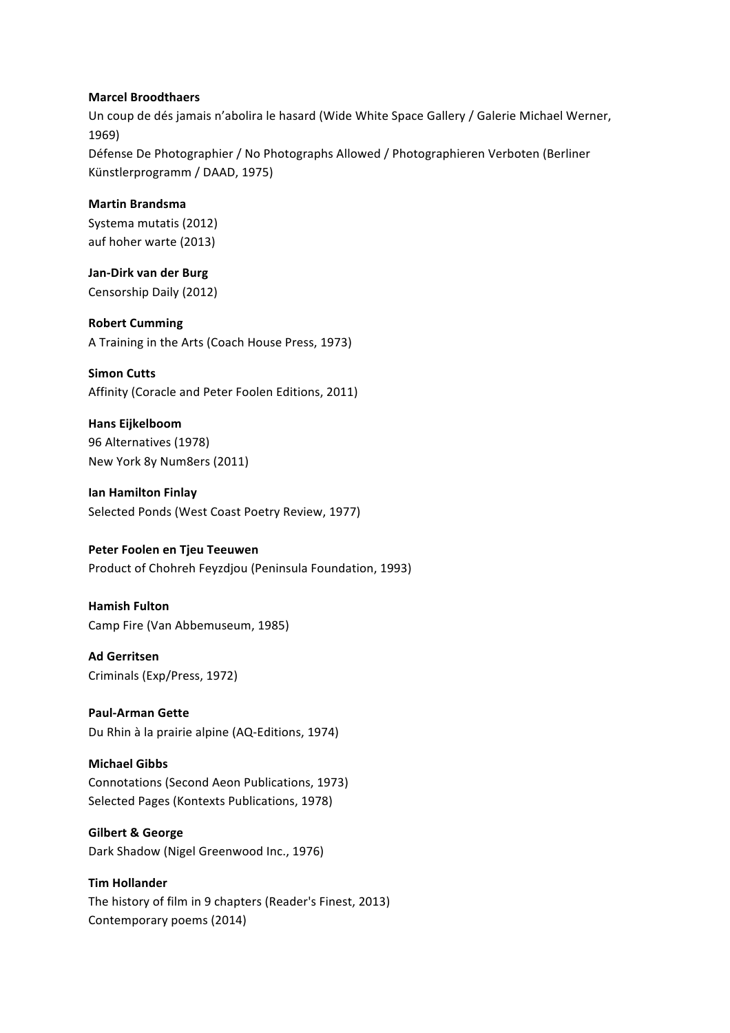**Marcel Broodthaers**
Un coup de dés jamais n'abolira le hasard (Wide White Space Gallery / Galerie Michael Werner, 1969)
Défense De Photographier / No Photographs Allowed / Photographieren Verboten (Berliner Künstlerprogramm / DAAD, 1975)

**Martin Brandsma**
Systema mutatis (2012)
auf hoher warte (2013)

**Jan-Dirk van der Burg**
Censorship Daily (2012)

**Robert Cumming**
A Training in the Arts (Coach House Press, 1973)

**Simon Cutts**
Affinity (Coracle and Peter Foolen Editions, 2011)

**Hans Eijkelboom**
96 Alternatives (1978)
New York 8y Num8ers (2011)

**Ian Hamilton Finlay**
Selected Ponds (West Coast Poetry Review, 1977)

**Peter Foolen en Tjeu Teeuwen**
Product of Chohreh Feyzdjou (Peninsula Foundation, 1993)

**Hamish Fulton**
Camp Fire (Van Abbemuseum, 1985)

**Ad Gerritsen**
Criminals (Exp/Press, 1972)

**Paul-Arman Gette**
Du Rhin à la prairie alpine (AQ-Editions, 1974)

**Michael Gibbs**
Connotations (Second Aeon Publications, 1973)
Selected Pages (Kontexts Publications, 1978)

**Gilbert & George**
Dark Shadow (Nigel Greenwood Inc., 1976)

**Tim Hollander**
The history of film in 9 chapters (Reader's Finest, 2013)
Contemporary poems (2014)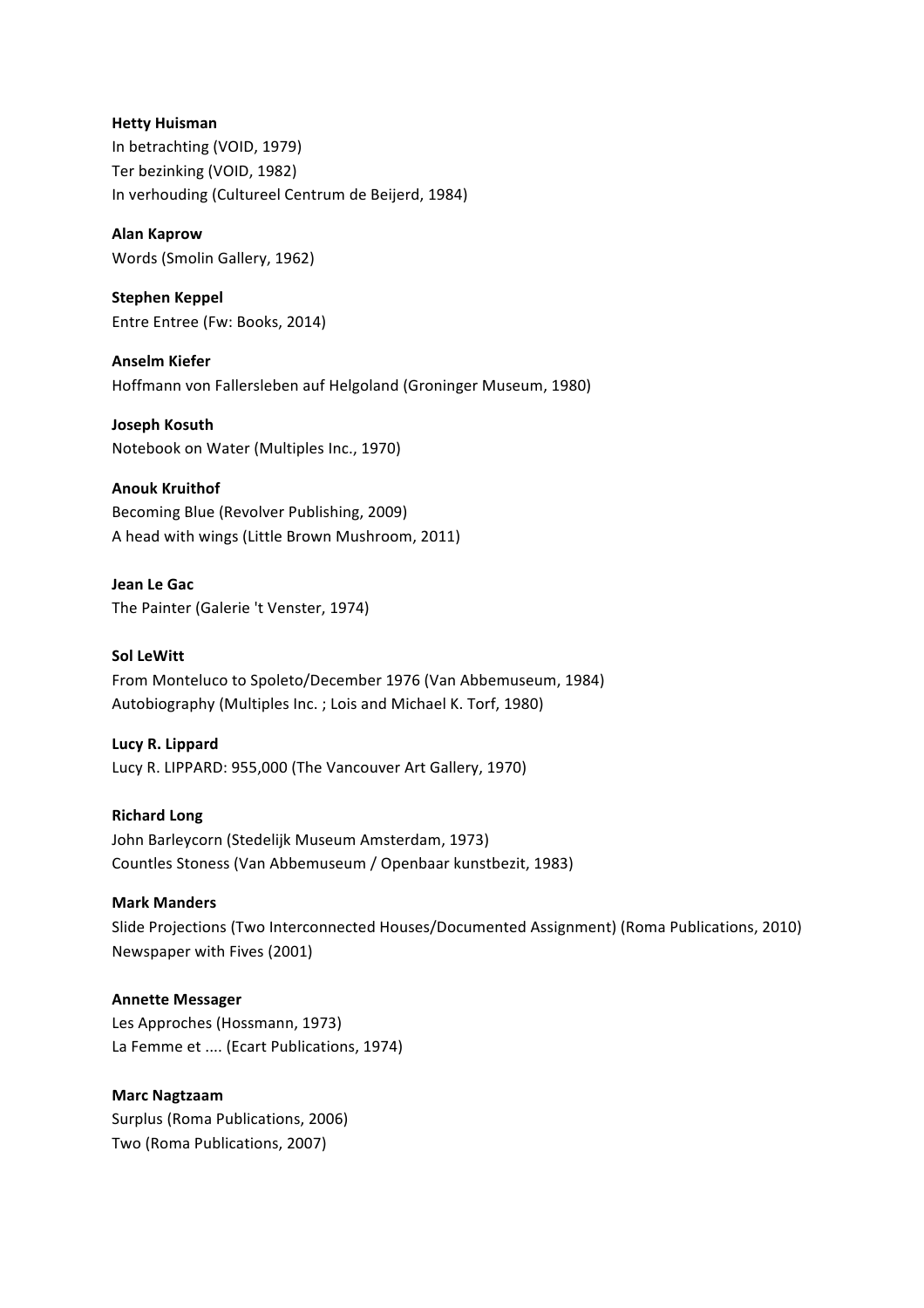**Hetty Huisman**
In betrachting (VOID, 1979)
Ter bezinking (VOID, 1982)
In verhouding (Cultureel Centrum de Beijerd, 1984)

**Alan Kaprow**
Words (Smolin Gallery, 1962)

**Stephen Keppel**
Entre Entree (Fw: Books, 2014)

**Anselm Kiefer**
Hoffmann von Fallersleben auf Helgoland (Groninger Museum, 1980)

**Joseph Kosuth**
Notebook on Water (Multiples Inc., 1970)

**Anouk Kruithof**
Becoming Blue (Revolver Publishing, 2009)
A head with wings (Little Brown Mushroom, 2011)

**Jean Le Gac**
The Painter (Galerie 't Venster, 1974)

**Sol LeWitt**
From Monteluco to Spoleto/December 1976 (Van Abbemuseum, 1984)
Autobiography (Multiples Inc. ; Lois and Michael K. Torf, 1980)

**Lucy R. Lippard**
Lucy R. LIPPARD: 955,000 (The Vancouver Art Gallery, 1970)

**Richard Long**
John Barleycorn (Stedelijk Museum Amsterdam, 1973)
Countles Stoness (Van Abbemuseum / Openbaar kunstbezit, 1983)

**Mark Manders**
Slide Projections (Two Interconnected Houses/Documented Assignment) (Roma Publications, 2010)
Newspaper with Fives (2001)

**Annette Messager**
Les Approches (Hossmann, 1973)
La Femme et .... (Ecart Publications, 1974)

**Marc Nagtzaam**
Surplus (Roma Publications, 2006)
Two (Roma Publications, 2007)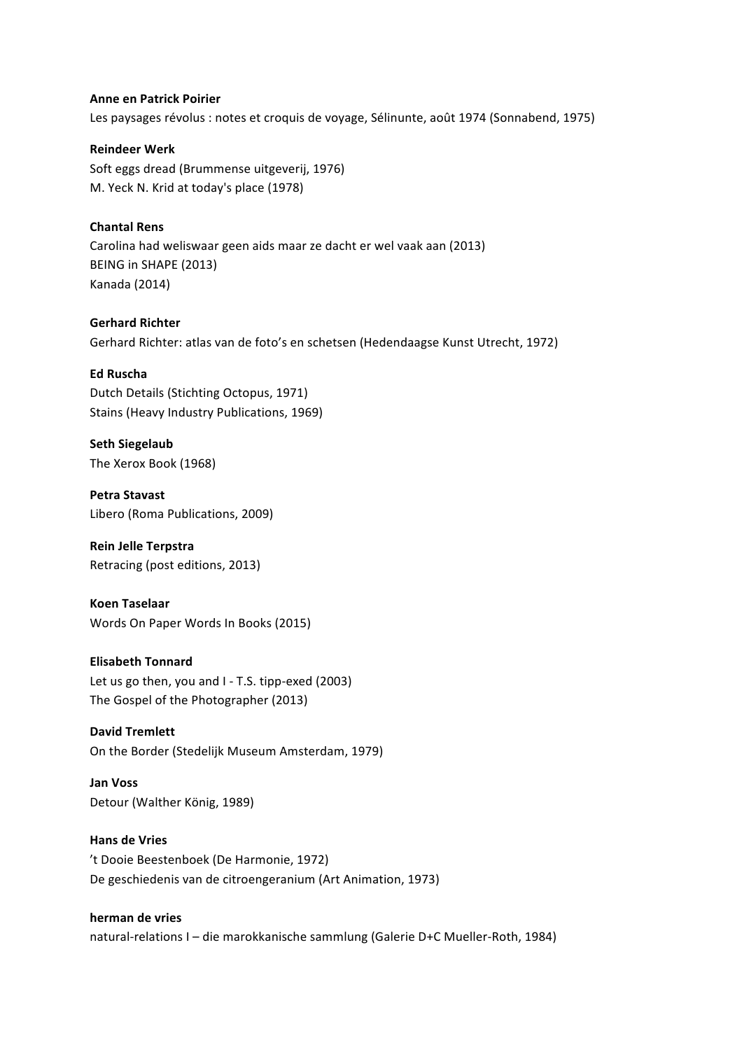**Anne en Patrick Poirier**
Les paysages révolus : notes et croquis de voyage, Sélinunte, août 1974 (Sonnabend, 1975)

**Reindeer Werk**
Soft eggs dread (Brummense uitgeverij, 1976)
M. Yeck N. Krid at today's place (1978)

**Chantal Rens**
Carolina had weliswaar geen aids maar ze dacht er wel vaak aan (2013)
BEING in SHAPE (2013)
Kanada (2014)

**Gerhard Richter**
Gerhard Richter: atlas van de foto's en schetsen (Hedendaagse Kunst Utrecht, 1972)

**Ed Ruscha**
Dutch Details (Stichting Octopus, 1971)
Stains (Heavy Industry Publications, 1969)

**Seth Siegelaub**
The Xerox Book (1968)

**Petra Stavast**
Libero (Roma Publications, 2009)

**Rein Jelle Terpstra**
Retracing (post editions, 2013)

**Koen Taselaar**
Words On Paper Words In Books (2015)

**Elisabeth Tonnard**
Let us go then, you and I - T.S. tipp-exed (2003)
The Gospel of the Photographer (2013)

**David Tremlett**
On the Border (Stedelijk Museum Amsterdam, 1979)

**Jan Voss**
Detour (Walther König, 1989)

**Hans de Vries**
't Dooie Beestenboek (De Harmonie, 1972)
De geschiedenis van de citroengeranium (Art Animation, 1973)

**herman de vries**
natural-relations I – die marokkanische sammlung (Galerie D+C Mueller-Roth, 1984)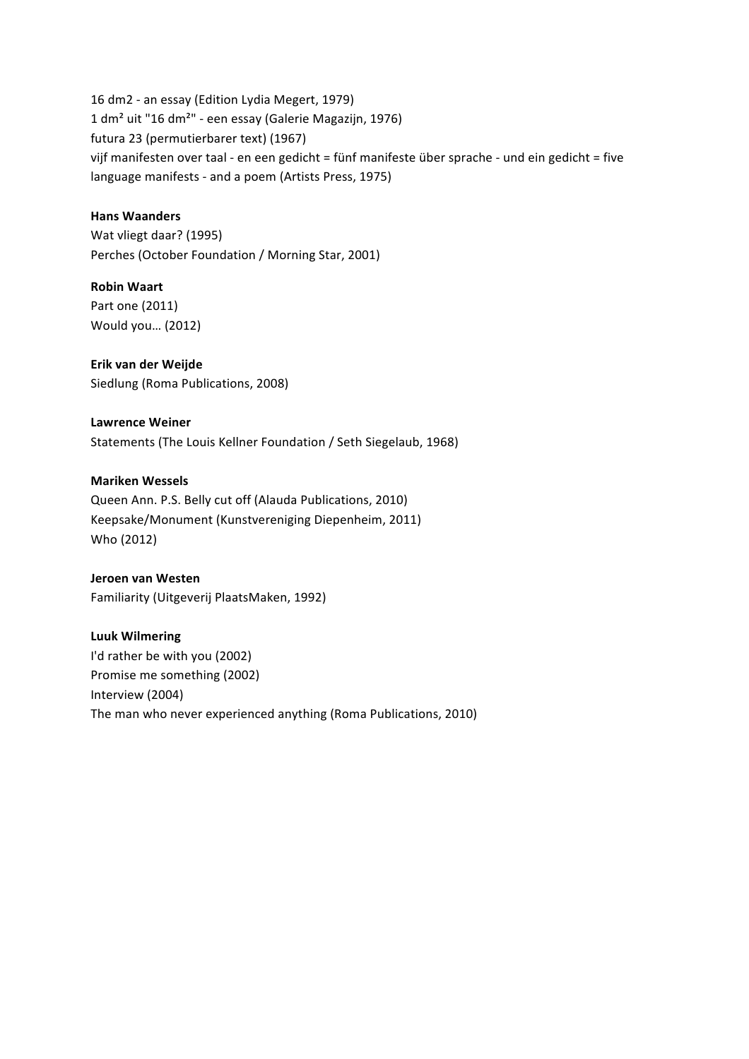16 dm2 - an essay (Edition Lydia Megert, 1979)
1 dm² uit "16 dm²" - een essay (Galerie Magazijn, 1976)
futura 23 (permutierbarer text) (1967)
vijf manifesten over taal - en een gedicht = fünf manifeste über sprache - und ein gedicht = five language manifests - and a poem (Artists Press, 1975)

**Hans Waanders**
Wat vliegt daar? (1995)
Perches (October Foundation / Morning Star, 2001)

**Robin Waart**
Part one (2011)
Would you… (2012)

**Erik van der Weijde**
Siedlung (Roma Publications, 2008)

**Lawrence Weiner**
Statements (The Louis Kellner Foundation / Seth Siegelaub, 1968)

**Mariken Wessels**
Queen Ann. P.S. Belly cut off (Alauda Publications, 2010)
Keepsake/Monument (Kunstvereniging Diepenheim, 2011)
Who (2012)

**Jeroen van Westen**
Familiarity (Uitgeverij PlaatsMaken, 1992)

**Luuk Wilmering**
I'd rather be with you (2002)
Promise me something (2002)
Interview (2004)
The man who never experienced anything (Roma Publications, 2010)